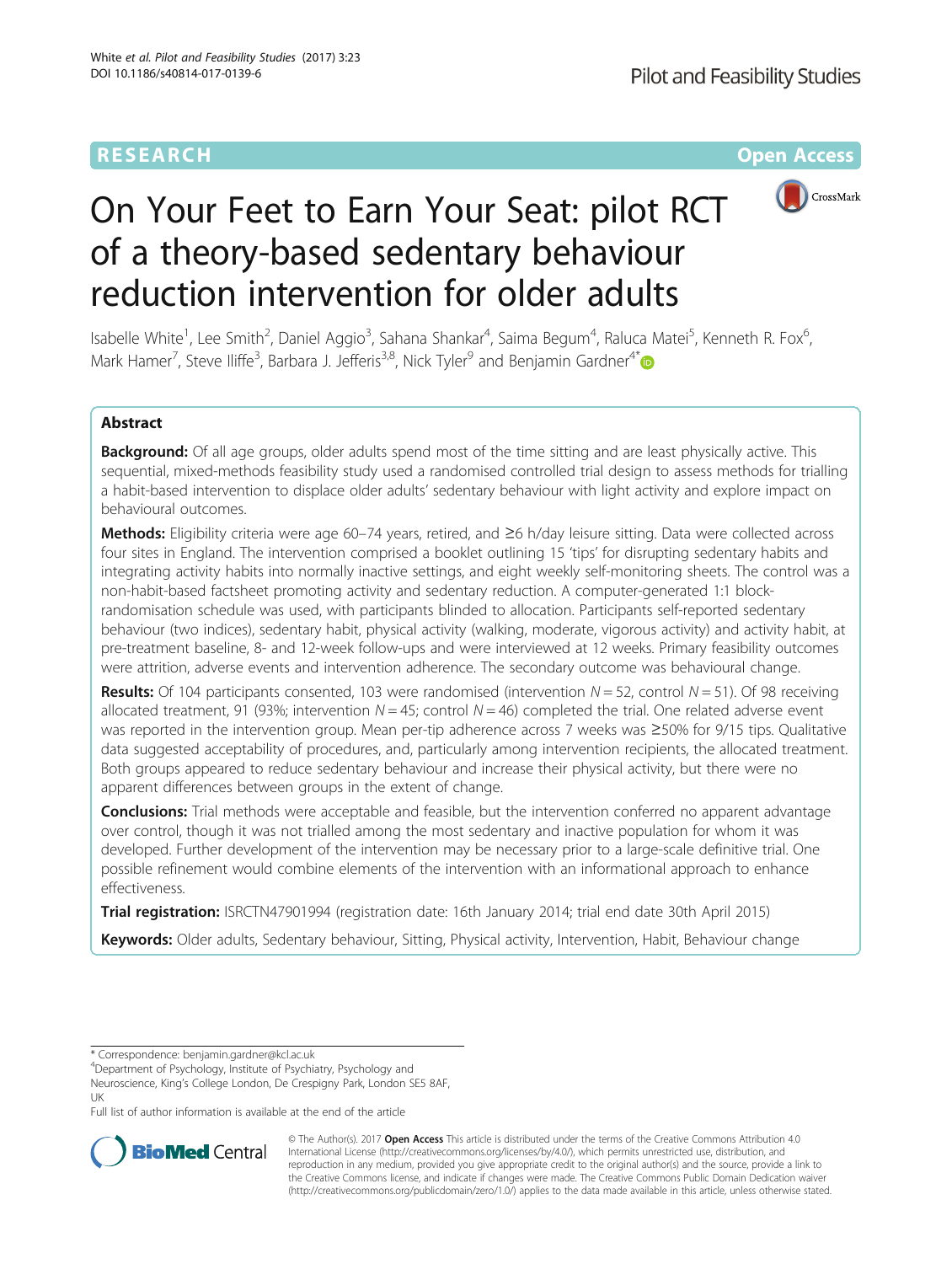RESEARCH Open Access

# On Your Feet to Earn Your Seat: pilot RCT of a theory-based sedentary behaviour reduction intervention for older adults

Isabelle White[1], Lee Smith[2], Daniel Aggio[3], Sahana Shankar[4], Saima Begum[4], Raluca Matei[5], Kenneth R. Fox[6], Mark Hamer[7], Steve Iliffe[3], Barbara J. Jefferis[3,8], Nick Tyler[9] and Benjamin Gardner[4*]

## Abstract

**Background:** Of all age groups, older adults spend most of the time sitting and are least physically active. This sequential, mixed-methods feasibility study used a randomised controlled trial design to assess methods for trialling a habit-based intervention to displace older adults' sedentary behaviour with light activity and explore impact on behavioural outcomes.

**Methods:** Eligibility criteria were age 60–74 years, retired, and ≥6 h/day leisure sitting. Data were collected across four sites in England. The intervention comprised a booklet outlining 15 'tips' for disrupting sedentary habits and integrating activity habits into normally inactive settings, and eight weekly self-monitoring sheets. The control was a non-habit-based factsheet promoting activity and sedentary reduction. A computer-generated 1:1 block-randomisation schedule was used, with participants blinded to allocation. Participants self-reported sedentary behaviour (two indices), sedentary habit, physical activity (walking, moderate, vigorous activity) and activity habit, at pre-treatment baseline, 8- and 12-week follow-ups and were interviewed at 12 weeks. Primary feasibility outcomes were attrition, adverse events and intervention adherence. The secondary outcome was behavioural change.

**Results:** Of 104 participants consented, 103 were randomised (intervention $N = 52$, control $N = 51$). Of 98 receiving allocated treatment, 91 (93%; intervention $N = 45$; control $N = 46$) completed the trial. One related adverse event was reported in the intervention group. Mean per-tip adherence across 7 weeks was ≥50% for 9/15 tips. Qualitative data suggested acceptability of procedures, and, particularly among intervention recipients, the allocated treatment. Both groups appeared to reduce sedentary behaviour and increase their physical activity, but there were no apparent differences between groups in the extent of change.

**Conclusions:** Trial methods were acceptable and feasible, but the intervention conferred no apparent advantage over control, though it was not trialled among the most sedentary and inactive population for whom it was developed. Further development of the intervention may be necessary prior to a large-scale definitive trial. One possible refinement would combine elements of the intervention with an informational approach to enhance effectiveness.

**Trial registration:** ISRCTN47901994 (registration date: 16th January 2014; trial end date 30th April 2015)

**Keywords:** Older adults, Sedentary behaviour, Sitting, Physical activity, Intervention, Habit, Behaviour change

\* Correspondence: benjamin.gardner@kcl.ac.uk
[4]Department of Psychology, Institute of Psychiatry, Psychology and Neuroscience, King's College London, De Crespigny Park, London SE5 8AF, UK
Full list of author information is available at the end of the article

© The Author(s). 2017 **Open Access** This article is distributed under the terms of the Creative Commons Attribution 4.0 International License (http://creativecommons.org/licenses/by/4.0/), which permits unrestricted use, distribution, and reproduction in any medium, provided you give appropriate credit to the original author(s) and the source, provide a link to the Creative Commons license, and indicate if changes were made. The Creative Commons Public Domain Dedication waiver (http://creativecommons.org/publicdomain/zero/1.0/) applies to the data made available in this article, unless otherwise stated.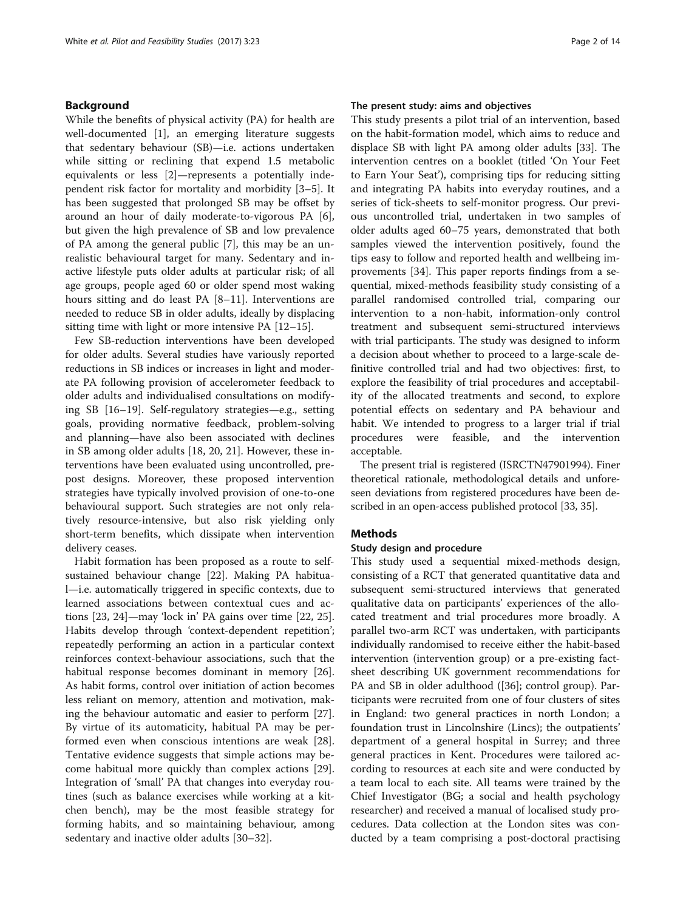## Background

While the benefits of physical activity (PA) for health are well-documented [1], an emerging literature suggests that sedentary behaviour (SB)—i.e. actions undertaken while sitting or reclining that expend 1.5 metabolic equivalents or less [2]—represents a potentially independent risk factor for mortality and morbidity [3–5]. It has been suggested that prolonged SB may be offset by around an hour of daily moderate-to-vigorous PA [6], but given the high prevalence of SB and low prevalence of PA among the general public [7], this may be an unrealistic behavioural target for many. Sedentary and inactive lifestyle puts older adults at particular risk; of all age groups, people aged 60 or older spend most waking hours sitting and do least PA [8–11]. Interventions are needed to reduce SB in older adults, ideally by displacing sitting time with light or more intensive PA [12–15].

Few SB-reduction interventions have been developed for older adults. Several studies have variously reported reductions in SB indices or increases in light and moderate PA following provision of accelerometer feedback to older adults and individualised consultations on modifying SB [16–19]. Self-regulatory strategies—e.g., setting goals, providing normative feedback, problem-solving and planning—have also been associated with declines in SB among older adults [18, 20, 21]. However, these interventions have been evaluated using uncontrolled, pre-post designs. Moreover, these proposed intervention strategies have typically involved provision of one-to-one behavioural support. Such strategies are not only relatively resource-intensive, but also risk yielding only short-term benefits, which dissipate when intervention delivery ceases.

Habit formation has been proposed as a route to self-sustained behaviour change [22]. Making PA habitual—i.e. automatically triggered in specific contexts, due to learned associations between contextual cues and actions [23, 24]—may 'lock in' PA gains over time [22, 25]. Habits develop through 'context-dependent repetition'; repeatedly performing an action in a particular context reinforces context-behaviour associations, such that the habitual response becomes dominant in memory [26]. As habit forms, control over initiation of action becomes less reliant on memory, attention and motivation, making the behaviour automatic and easier to perform [27]. By virtue of its automaticity, habitual PA may be performed even when conscious intentions are weak [28]. Tentative evidence suggests that simple actions may become habitual more quickly than complex actions [29]. Integration of 'small' PA that changes into everyday routines (such as balance exercises while working at a kitchen bench), may be the most feasible strategy for forming habits, and so maintaining behaviour, among sedentary and inactive older adults [30–32].

### The present study: aims and objectives

This study presents a pilot trial of an intervention, based on the habit-formation model, which aims to reduce and displace SB with light PA among older adults [33]. The intervention centres on a booklet (titled 'On Your Feet to Earn Your Seat'), comprising tips for reducing sitting and integrating PA habits into everyday routines, and a series of tick-sheets to self-monitor progress. Our previous uncontrolled trial, undertaken in two samples of older adults aged 60–75 years, demonstrated that both samples viewed the intervention positively, found the tips easy to follow and reported health and wellbeing improvements [34]. This paper reports findings from a sequential, mixed-methods feasibility study consisting of a parallel randomised controlled trial, comparing our intervention to a non-habit, information-only control treatment and subsequent semi-structured interviews with trial participants. The study was designed to inform a decision about whether to proceed to a large-scale definitive controlled trial and had two objectives: first, to explore the feasibility of trial procedures and acceptability of the allocated treatments and second, to explore potential effects on sedentary and PA behaviour and habit. We intended to progress to a larger trial if trial procedures were feasible, and the intervention acceptable.

The present trial is registered (ISRCTN47901994). Finer theoretical rationale, methodological details and unforeseen deviations from registered procedures have been described in an open-access published protocol [33, 35].

## Methods

### Study design and procedure

This study used a sequential mixed-methods design, consisting of a RCT that generated quantitative data and subsequent semi-structured interviews that generated qualitative data on participants' experiences of the allocated treatment and trial procedures more broadly. A parallel two-arm RCT was undertaken, with participants individually randomised to receive either the habit-based intervention (intervention group) or a pre-existing fact-sheet describing UK government recommendations for PA and SB in older adulthood ([36]; control group). Participants were recruited from one of four clusters of sites in England: two general practices in north London; a foundation trust in Lincolnshire (Lincs); the outpatients' department of a general hospital in Surrey; and three general practices in Kent. Procedures were tailored according to resources at each site and were conducted by a team local to each site. All teams were trained by the Chief Investigator (BG; a social and health psychology researcher) and received a manual of localised study procedures. Data collection at the London sites was conducted by a team comprising a post-doctoral practising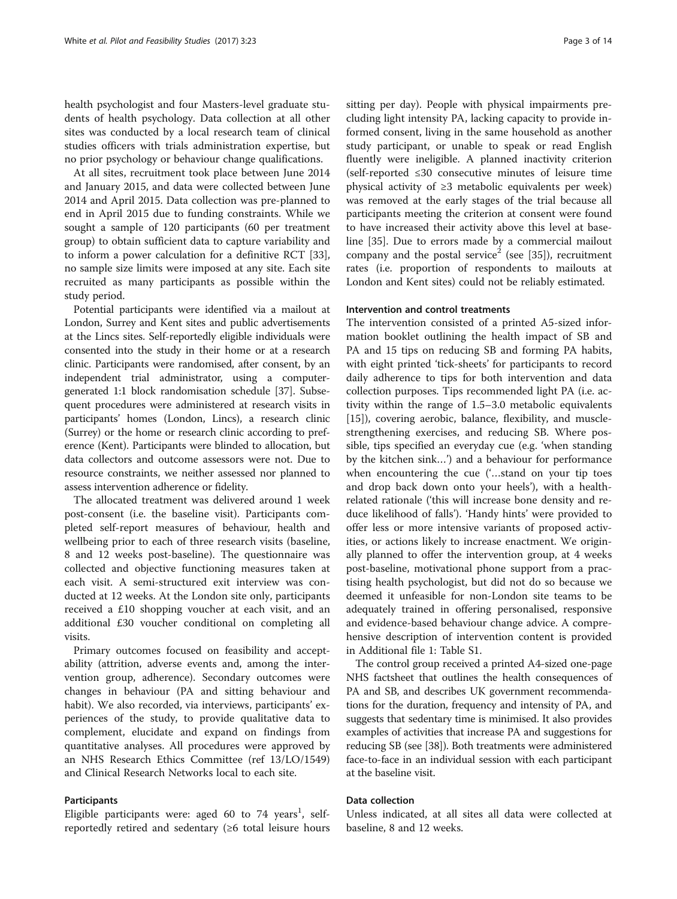health psychologist and four Masters-level graduate students of health psychology. Data collection at all other sites was conducted by a local research team of clinical studies officers with trials administration expertise, but no prior psychology or behaviour change qualifications.

At all sites, recruitment took place between June 2014 and January 2015, and data were collected between June 2014 and April 2015. Data collection was pre-planned to end in April 2015 due to funding constraints. While we sought a sample of 120 participants (60 per treatment group) to obtain sufficient data to capture variability and to inform a power calculation for a definitive RCT [33], no sample size limits were imposed at any site. Each site recruited as many participants as possible within the study period.

Potential participants were identified via a mailout at London, Surrey and Kent sites and public advertisements at the Lincs sites. Self-reportedly eligible individuals were consented into the study in their home or at a research clinic. Participants were randomised, after consent, by an independent trial administrator, using a computer-generated 1:1 block randomisation schedule [37]. Subsequent procedures were administered at research visits in participants' homes (London, Lincs), a research clinic (Surrey) or the home or research clinic according to preference (Kent). Participants were blinded to allocation, but data collectors and outcome assessors were not. Due to resource constraints, we neither assessed nor planned to assess intervention adherence or fidelity.

The allocated treatment was delivered around 1 week post-consent (i.e. the baseline visit). Participants completed self-report measures of behaviour, health and wellbeing prior to each of three research visits (baseline, 8 and 12 weeks post-baseline). The questionnaire was collected and objective functioning measures taken at each visit. A semi-structured exit interview was conducted at 12 weeks. At the London site only, participants received a £10 shopping voucher at each visit, and an additional £30 voucher conditional on completing all visits.

Primary outcomes focused on feasibility and acceptability (attrition, adverse events and, among the intervention group, adherence). Secondary outcomes were changes in behaviour (PA and sitting behaviour and habit). We also recorded, via interviews, participants' experiences of the study, to provide qualitative data to complement, elucidate and expand on findings from quantitative analyses. All procedures were approved by an NHS Research Ethics Committee (ref 13/LO/1549) and Clinical Research Networks local to each site.

### Participants

Eligible participants were: aged 60 to 74 years[1], self-reportedly retired and sedentary (≥6 total leisure hours sitting per day). People with physical impairments precluding light intensity PA, lacking capacity to provide informed consent, living in the same household as another study participant, or unable to speak or read English fluently were ineligible. A planned inactivity criterion (self-reported ≤30 consecutive minutes of leisure time physical activity of ≥3 metabolic equivalents per week) was removed at the early stages of the trial because all participants meeting the criterion at consent were found to have increased their activity above this level at baseline [35]. Due to errors made by a commercial mailout company and the postal service[2] (see [35]), recruitment rates (i.e. proportion of respondents to mailouts at London and Kent sites) could not be reliably estimated.

### Intervention and control treatments

The intervention consisted of a printed A5-sized information booklet outlining the health impact of SB and PA and 15 tips on reducing SB and forming PA habits, with eight printed 'tick-sheets' for participants to record daily adherence to tips for both intervention and data collection purposes. Tips recommended light PA (i.e. activity within the range of 1.5–3.0 metabolic equivalents [15]), covering aerobic, balance, flexibility, and muscle-strengthening exercises, and reducing SB. Where possible, tips specified an everyday cue (e.g. 'when standing by the kitchen sink…') and a behaviour for performance when encountering the cue ('…stand on your tip toes and drop back down onto your heels'), with a health-related rationale ('this will increase bone density and reduce likelihood of falls'). 'Handy hints' were provided to offer less or more intensive variants of proposed activities, or actions likely to increase enactment. We originally planned to offer the intervention group, at 4 weeks post-baseline, motivational phone support from a practising health psychologist, but did not do so because we deemed it unfeasible for non-London site teams to be adequately trained in offering personalised, responsive and evidence-based behaviour change advice. A comprehensive description of intervention content is provided in Additional file 1: Table S1.

The control group received a printed A4-sized one-page NHS factsheet that outlines the health consequences of PA and SB, and describes UK government recommendations for the duration, frequency and intensity of PA, and suggests that sedentary time is minimised. It also provides examples of activities that increase PA and suggestions for reducing SB (see [38]). Both treatments were administered face-to-face in an individual session with each participant at the baseline visit.

### Data collection

Unless indicated, at all sites all data were collected at baseline, 8 and 12 weeks.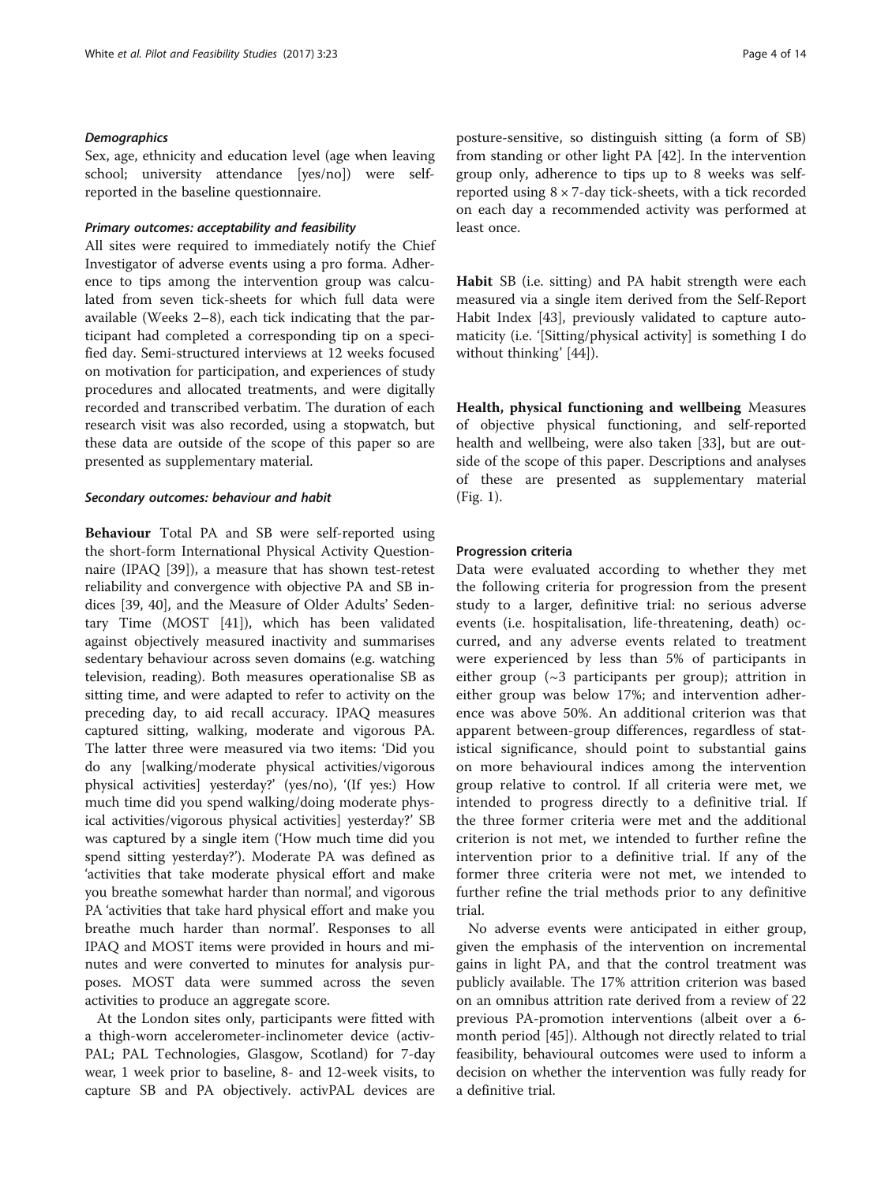#### *Demographics*

Sex, age, ethnicity and education level (age when leaving school; university attendance [yes/no]) were self-reported in the baseline questionnaire.

#### *Primary outcomes: acceptability and feasibility*

All sites were required to immediately notify the Chief Investigator of adverse events using a pro forma. Adherence to tips among the intervention group was calculated from seven tick-sheets for which full data were available (Weeks 2–8), each tick indicating that the participant had completed a corresponding tip on a specified day. Semi-structured interviews at 12 weeks focused on motivation for participation, and experiences of study procedures and allocated treatments, and were digitally recorded and transcribed verbatim. The duration of each research visit was also recorded, using a stopwatch, but these data are outside of the scope of this paper so are presented as supplementary material.

#### *Secondary outcomes: behaviour and habit*

**Behaviour** Total PA and SB were self-reported using the short-form International Physical Activity Questionnaire (IPAQ [39]), a measure that has shown test-retest reliability and convergence with objective PA and SB indices [39, 40], and the Measure of Older Adults' Sedentary Time (MOST [41]), which has been validated against objectively measured inactivity and summarises sedentary behaviour across seven domains (e.g. watching television, reading). Both measures operationalise SB as sitting time, and were adapted to refer to activity on the preceding day, to aid recall accuracy. IPAQ measures captured sitting, walking, moderate and vigorous PA. The latter three were measured via two items: 'Did you do any [walking/moderate physical activities/vigorous physical activities] yesterday?' (yes/no), '(If yes:) How much time did you spend walking/doing moderate physical activities/vigorous physical activities] yesterday?' SB was captured by a single item ('How much time did you spend sitting yesterday?'). Moderate PA was defined as 'activities that take moderate physical effort and make you breathe somewhat harder than normal', and vigorous PA 'activities that take hard physical effort and make you breathe much harder than normal'. Responses to all IPAQ and MOST items were provided in hours and minutes and were converted to minutes for analysis purposes. MOST data were summed across the seven activities to produce an aggregate score.

At the London sites only, participants were fitted with a thigh-worn accelerometer-inclinometer device (activPAL; PAL Technologies, Glasgow, Scotland) for 7-day wear, 1 week prior to baseline, 8- and 12-week visits, to capture SB and PA objectively. activPAL devices are posture-sensitive, so distinguish sitting (a form of SB) from standing or other light PA [42]. In the intervention group only, adherence to tips up to 8 weeks was self-reported using $8 \times 7$-day tick-sheets, with a tick recorded on each day a recommended activity was performed at least once.

**Habit** SB (i.e. sitting) and PA habit strength were each measured via a single item derived from the Self-Report Habit Index [43], previously validated to capture automaticity (i.e. '[Sitting/physical activity] is something I do without thinking' [44]).

**Health, physical functioning and wellbeing** Measures of objective physical functioning, and self-reported health and wellbeing, were also taken [33], but are outside of the scope of this paper. Descriptions and analyses of these are presented as supplementary material (Fig. 1).

#### Progression criteria

Data were evaluated according to whether they met the following criteria for progression from the present study to a larger, definitive trial: no serious adverse events (i.e. hospitalisation, life-threatening, death) occurred, and any adverse events related to treatment were experienced by less than 5% of participants in either group (~3 participants per group); attrition in either group was below 17%; and intervention adherence was above 50%. An additional criterion was that apparent between-group differences, regardless of statistical significance, should point to substantial gains on more behavioural indices among the intervention group relative to control. If all criteria were met, we intended to progress directly to a definitive trial. If the three former criteria were met and the additional criterion is not met, we intended to further refine the intervention prior to a definitive trial. If any of the former three criteria were not met, we intended to further refine the trial methods prior to any definitive trial.

No adverse events were anticipated in either group, given the emphasis of the intervention on incremental gains in light PA, and that the control treatment was publicly available. The 17% attrition criterion was based on an omnibus attrition rate derived from a review of 22 previous PA-promotion interventions (albeit over a 6-month period [45]). Although not directly related to trial feasibility, behavioural outcomes were used to inform a decision on whether the intervention was fully ready for a definitive trial.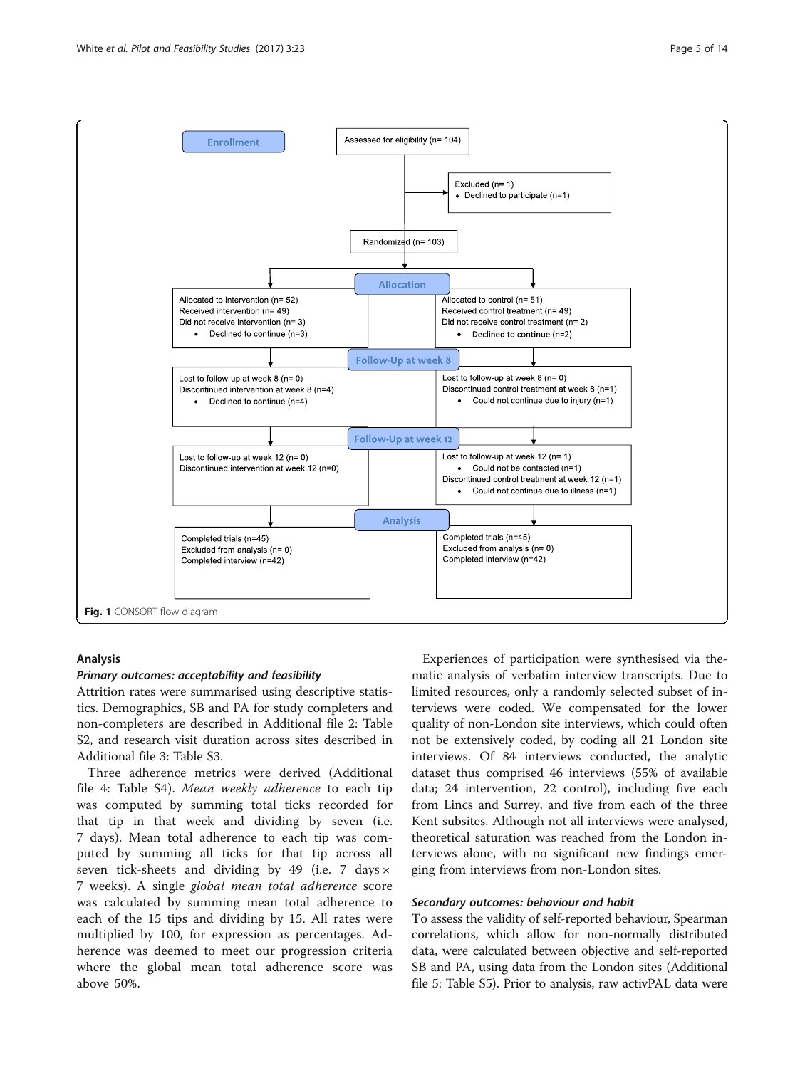Enrollment

Assessed for eligibility (n= 104)

Excluded (n= 1)
- Declined to participate (n=1)

Randomized (n= 103)

Allocation

Allocated to intervention (n= 52)
Received intervention (n= 49)
Did not receive intervention (n= 3)
- Declined to continue (n=3)

Allocated to control (n= 51)
Received control treatment (n= 49)
Did not receive control treatment (n= 2)
- Declined to continue (n=2)

Follow-Up at week 8

Lost to follow-up at week 8 (n= 0)
Discontinued intervention at week 8 (n=4)
- Declined to continue (n=4)

Lost to follow-up at week 8 (n= 0)
Discontinued control treatment at week 8 (n=1)
- Could not continue due to injury (n=1)

Follow-Up at week 12

Lost to follow-up at week 12 (n= 0)
Discontinued intervention at week 12 (n=0)

Lost to follow-up at week 12 (n= 1)
- Could not be contacted (n=1)

Discontinued control treatment at week 12 (n=1)
- Could not continue due to illness (n=1)

Analysis

Completed trials (n=45)
Excluded from analysis (n= 0)
Completed interview (n=42)

Completed trials (n=45)
Excluded from analysis (n= 0)
Completed interview (n=42)

**Fig. 1** CONSORT flow diagram

## Analysis

### *Primary outcomes: acceptability and feasibility*

Attrition rates were summarised using descriptive statistics. Demographics, SB and PA for study completers and non-completers are described in Additional file 2: Table S2, and research visit duration across sites described in Additional file 3: Table S3.

Three adherence metrics were derived (Additional file 4: Table S4). *Mean weekly adherence* to each tip was computed by summing total ticks recorded for that tip in that week and dividing by seven (i.e. 7 days). Mean total adherence to each tip was computed by summing all ticks for that tip across all seven tick-sheets and dividing by 49 (i.e. 7 days × 7 weeks). A single *global mean total adherence* score was calculated by summing mean total adherence to each of the 15 tips and dividing by 15. All rates were multiplied by 100, for expression as percentages. Adherence was deemed to meet our progression criteria where the global mean total adherence score was above 50%.

Experiences of participation were synthesised via thematic analysis of verbatim interview transcripts. Due to limited resources, only a randomly selected subset of interviews were coded. We compensated for the lower quality of non-London site interviews, which could often not be extensively coded, by coding all 21 London site interviews. Of 84 interviews conducted, the analytic dataset thus comprised 46 interviews (55% of available data; 24 intervention, 22 control), including five each from Lincs and Surrey, and five from each of the three Kent subsites. Although not all interviews were analysed, theoretical saturation was reached from the London interviews alone, with no significant new findings emerging from interviews from non-London sites.

### *Secondary outcomes: behaviour and habit*

To assess the validity of self-reported behaviour, Spearman correlations, which allow for non-normally distributed data, were calculated between objective and self-reported SB and PA, using data from the London sites (Additional file 5: Table S5). Prior to analysis, raw activPAL data were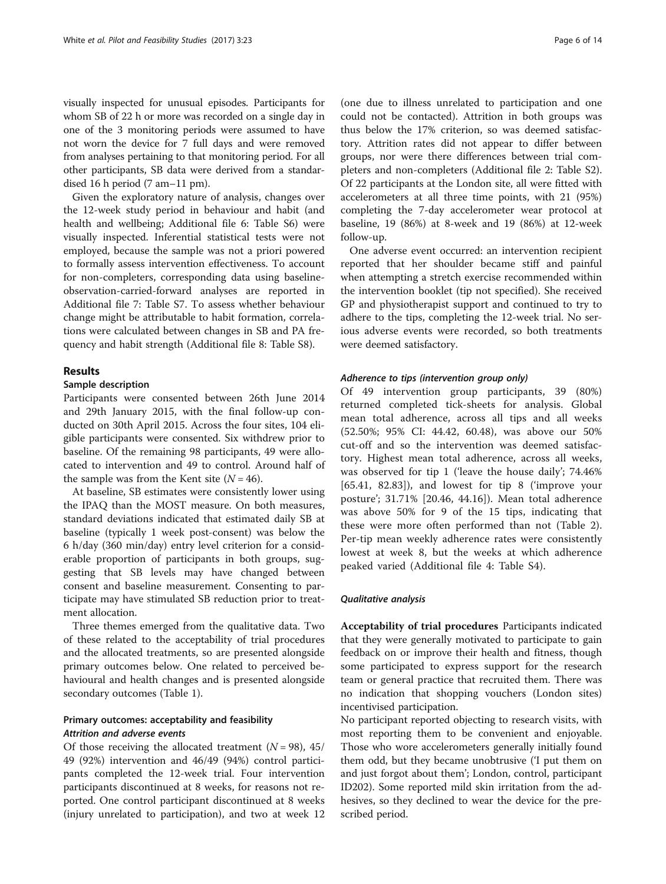visually inspected for unusual episodes. Participants for whom SB of 22 h or more was recorded on a single day in one of the 3 monitoring periods were assumed to have not worn the device for 7 full days and were removed from analyses pertaining to that monitoring period. For all other participants, SB data were derived from a standardised 16 h period (7 am–11 pm).

Given the exploratory nature of analysis, changes over the 12-week study period in behaviour and habit (and health and wellbeing; Additional file 6: Table S6) were visually inspected. Inferential statistical tests were not employed, because the sample was not a priori powered to formally assess intervention effectiveness. To account for non-completers, corresponding data using baseline-observation-carried-forward analyses are reported in Additional file 7: Table S7. To assess whether behaviour change might be attributable to habit formation, correlations were calculated between changes in SB and PA frequency and habit strength (Additional file 8: Table S8).

## Results

### Sample description

Participants were consented between 26th June 2014 and 29th January 2015, with the final follow-up conducted on 30th April 2015. Across the four sites, 104 eligible participants were consented. Six withdrew prior to baseline. Of the remaining 98 participants, 49 were allocated to intervention and 49 to control. Around half of the sample was from the Kent site ($N = 46$).

At baseline, SB estimates were consistently lower using the IPAQ than the MOST measure. On both measures, standard deviations indicated that estimated daily SB at baseline (typically 1 week post-consent) was below the 6 h/day (360 min/day) entry level criterion for a considerable proportion of participants in both groups, suggesting that SB levels may have changed between consent and baseline measurement. Consenting to participate may have stimulated SB reduction prior to treatment allocation.

Three themes emerged from the qualitative data. Two of these related to the acceptability of trial procedures and the allocated treatments, so are presented alongside primary outcomes below. One related to perceived behavioural and health changes and is presented alongside secondary outcomes (Table 1).

### Primary outcomes: acceptability and feasibility

#### *Attrition and adverse events*

Of those receiving the allocated treatment ($N = 98$), 45/49 (92%) intervention and 46/49 (94%) control participants completed the 12-week trial. Four intervention participants discontinued at 8 weeks, for reasons not reported. One control participant discontinued at 8 weeks (injury unrelated to participation), and two at week 12 (one due to illness unrelated to participation and one could not be contacted). Attrition in both groups was thus below the 17% criterion, so was deemed satisfactory. Attrition rates did not appear to differ between groups, nor were there differences between trial completers and non-completers (Additional file 2: Table S2). Of 22 participants at the London site, all were fitted with accelerometers at all three time points, with 21 (95%) completing the 7-day accelerometer wear protocol at baseline, 19 (86%) at 8-week and 19 (86%) at 12-week follow-up.

One adverse event occurred: an intervention recipient reported that her shoulder became stiff and painful when attempting a stretch exercise recommended within the intervention booklet (tip not specified). She received GP and physiotherapist support and continued to try to adhere to the tips, completing the 12-week trial. No serious adverse events were recorded, so both treatments were deemed satisfactory.

#### *Adherence to tips (intervention group only)*

Of 49 intervention group participants, 39 (80%) returned completed tick-sheets for analysis. Global mean total adherence, across all tips and all weeks (52.50%; 95% CI: 44.42, 60.48), was above our 50% cut-off and so the intervention was deemed satisfactory. Highest mean total adherence, across all weeks, was observed for tip 1 ('leave the house daily'; 74.46% [65.41, 82.83]), and lowest for tip 8 ('improve your posture'; 31.71% [20.46, 44.16]). Mean total adherence was above 50% for 9 of the 15 tips, indicating that these were more often performed than not (Table 2). Per-tip mean weekly adherence rates were consistently lowest at week 8, but the weeks at which adherence peaked varied (Additional file 4: Table S4).

#### *Qualitative analysis*

**Acceptability of trial procedures** Participants indicated that they were generally motivated to participate to gain feedback on or improve their health and fitness, though some participated to express support for the research team or general practice that recruited them. There was no indication that shopping vouchers (London sites) incentivised participation.

No participant reported objecting to research visits, with most reporting them to be convenient and enjoyable. Those who wore accelerometers generally initially found them odd, but they became unobtrusive ('I put them on and just forgot about them'; London, control, participant ID202). Some reported mild skin irritation from the adhesives, so they declined to wear the device for the prescribed period.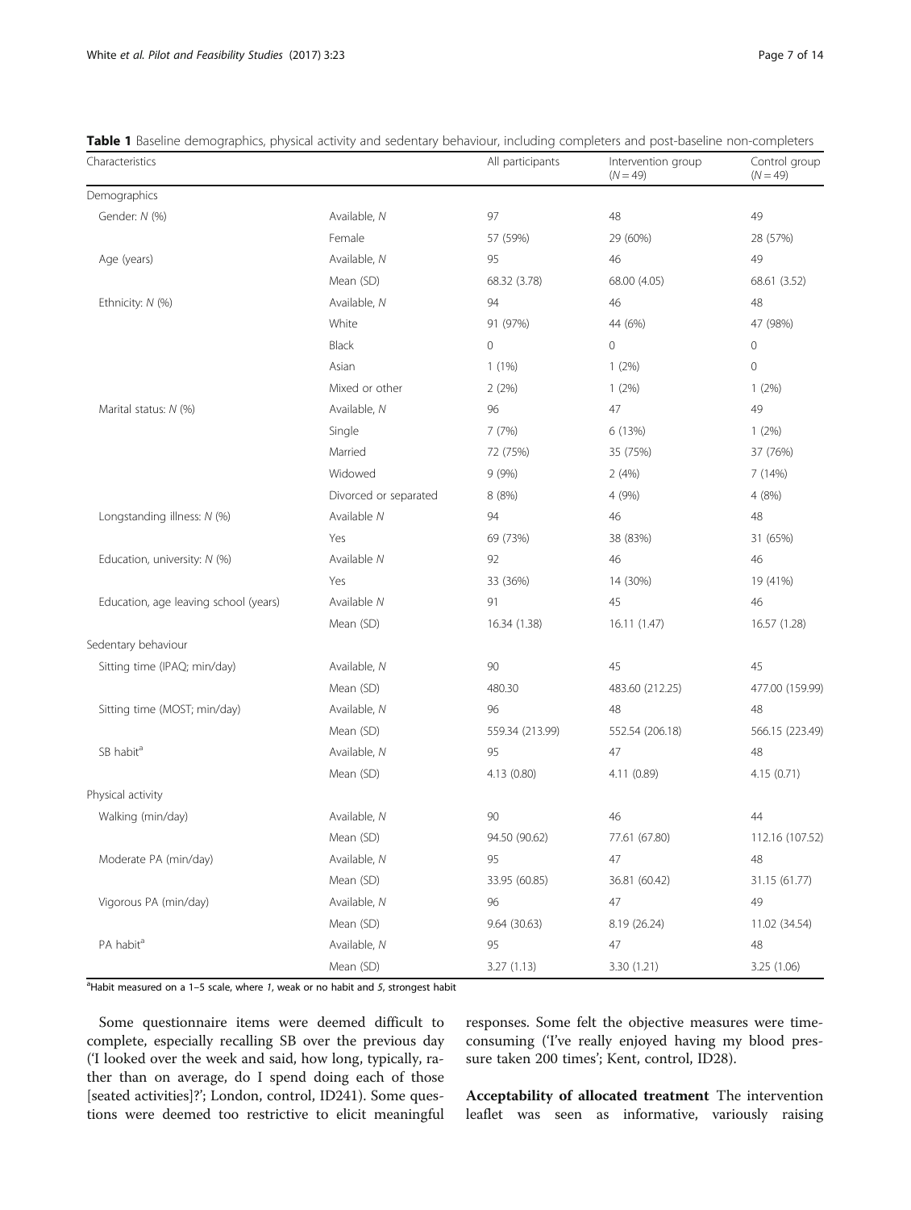**Table 1** Baseline demographics, physical activity and sedentary behaviour, including completers and post-baseline non-completers

| Characteristics | | All participants | Intervention group ($N = 49$) | Control group ($N = 49$) |
|---|---|---|---|---|
| Demographics | | | | |
| Gender: *N* (%) | Available, *N* | 97 | 48 | 49 |
| | Female | 57 (59%) | 29 (60%) | 28 (57%) |
| Age (years) | Available, *N* | 95 | 46 | 49 |
| | Mean (SD) | 68.32 (3.78) | 68.00 (4.05) | 68.61 (3.52) |
| Ethnicity: *N* (%) | Available, *N* | 94 | 46 | 48 |
| | White | 91 (97%) | 44 (6%) | 47 (98%) |
| | Black | 0 | 0 | 0 |
| | Asian | 1 (1%) | 1 (2%) | 0 |
| | Mixed or other | 2 (2%) | 1 (2%) | 1 (2%) |
| Marital status: *N* (%) | Available, *N* | 96 | 47 | 49 |
| | Single | 7 (7%) | 6 (13%) | 1 (2%) |
| | Married | 72 (75%) | 35 (75%) | 37 (76%) |
| | Widowed | 9 (9%) | 2 (4%) | 7 (14%) |
| | Divorced or separated | 8 (8%) | 4 (9%) | 4 (8%) |
| Longstanding illness: *N* (%) | Available *N* | 94 | 46 | 48 |
| | Yes | 69 (73%) | 38 (83%) | 31 (65%) |
| Education, university: *N* (%) | Available *N* | 92 | 46 | 46 |
| | Yes | 33 (36%) | 14 (30%) | 19 (41%) |
| Education, age leaving school (years) | Available *N* | 91 | 45 | 46 |
| | Mean (SD) | 16.34 (1.38) | 16.11 (1.47) | 16.57 (1.28) |
| Sedentary behaviour | | | | |
| Sitting time (IPAQ; min/day) | Available, *N* | 90 | 45 | 45 |
| | Mean (SD) | 480.30 | 483.60 (212.25) | 477.00 (159.99) |
| Sitting time (MOST; min/day) | Available, *N* | 96 | 48 | 48 |
| | Mean (SD) | 559.34 (213.99) | 552.54 (206.18) | 566.15 (223.49) |
| SB habit[a] | Available, *N* | 95 | 47 | 48 |
| | Mean (SD) | 4.13 (0.80) | 4.11 (0.89) | 4.15 (0.71) |
| Physical activity | | | | |
| Walking (min/day) | Available, *N* | 90 | 46 | 44 |
| | Mean (SD) | 94.50 (90.62) | 77.61 (67.80) | 112.16 (107.52) |
| Moderate PA (min/day) | Available, *N* | 95 | 47 | 48 |
| | Mean (SD) | 33.95 (60.85) | 36.81 (60.42) | 31.15 (61.77) |
| Vigorous PA (min/day) | Available, *N* | 96 | 47 | 49 |
| | Mean (SD) | 9.64 (30.63) | 8.19 (26.24) | 11.02 (34.54) |
| PA habit[a] | Available, *N* | 95 | 47 | 48 |
| | Mean (SD) | 3.27 (1.13) | 3.30 (1.21) | 3.25 (1.06) |

[a]Habit measured on a 1–5 scale, where *1*, weak or no habit and *5*, strongest habit

Some questionnaire items were deemed difficult to complete, especially recalling SB over the previous day ('I looked over the week and said, how long, typically, rather than on average, do I spend doing each of those [seated activities]?'; London, control, ID241). Some questions were deemed too restrictive to elicit meaningful responses. Some felt the objective measures were time-consuming ('I've really enjoyed having my blood pressure taken 200 times'; Kent, control, ID28).

**Acceptability of allocated treatment** The intervention leaflet was seen as informative, variously raising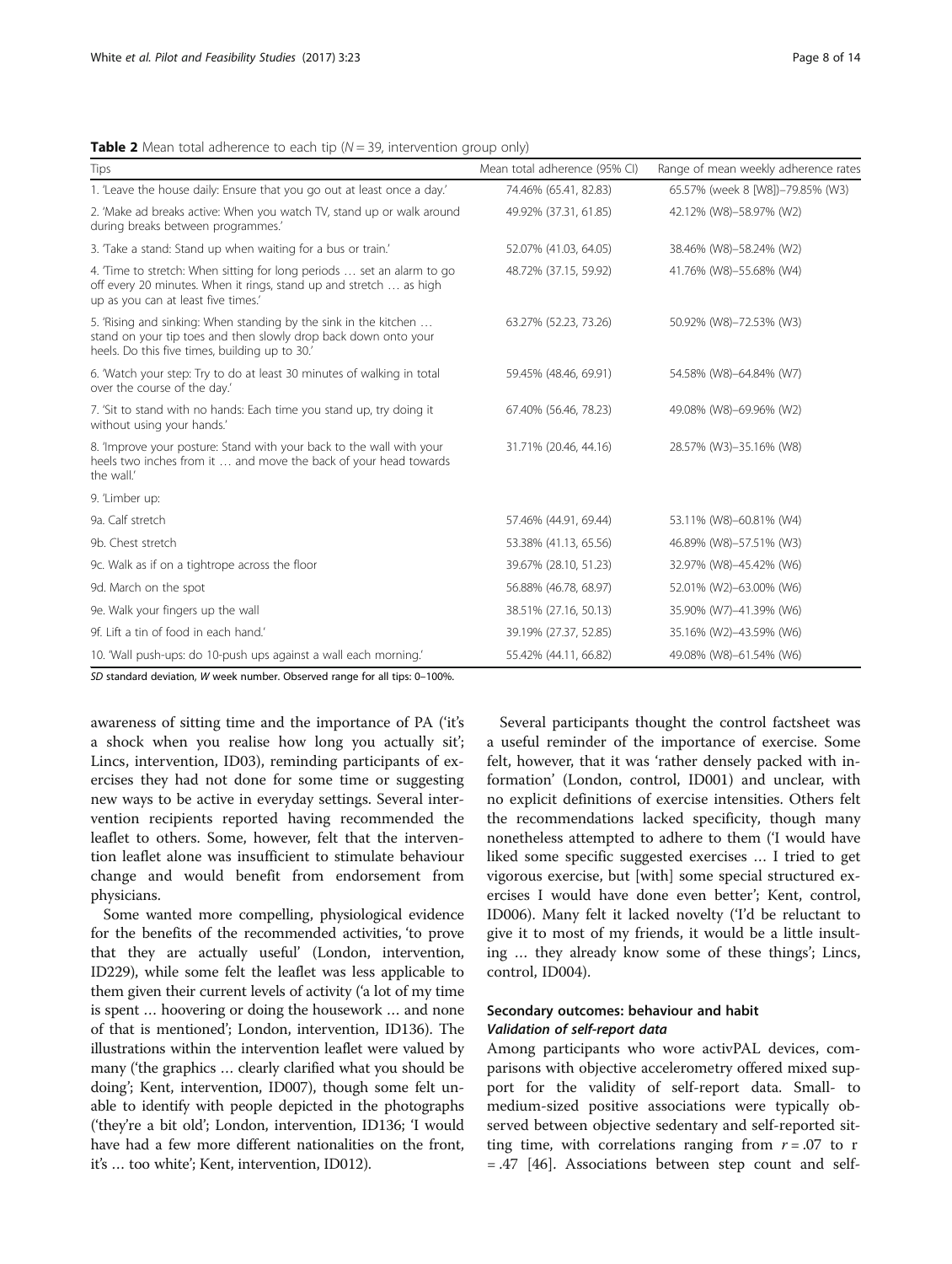**Table 2** Mean total adherence to each tip ($N = 39$, intervention group only)

| Tips | Mean total adherence (95% CI) | Range of mean weekly adherence rates |
|---|---|---|
| 1. 'Leave the house daily: Ensure that you go out at least once a day.' | 74.46% (65.41, 82.83) | 65.57% (week 8 [W8])–79.85% (W3) |
| 2. 'Make ad breaks active: When you watch TV, stand up or walk around during breaks between programmes.' | 49.92% (37.31, 61.85) | 42.12% (W8)–58.97% (W2) |
| 3. 'Take a stand: Stand up when waiting for a bus or train.' | 52.07% (41.03, 64.05) | 38.46% (W8)–58.24% (W2) |
| 4. 'Time to stretch: When sitting for long periods … set an alarm to go off every 20 minutes. When it rings, stand up and stretch … as high up as you can at least five times.' | 48.72% (37.15, 59.92) | 41.76% (W8)–55.68% (W4) |
| 5. 'Rising and sinking: When standing by the sink in the kitchen … stand on your tip toes and then slowly drop back down onto your heels. Do this five times, building up to 30.' | 63.27% (52.23, 73.26) | 50.92% (W8)–72.53% (W3) |
| 6. 'Watch your step: Try to do at least 30 minutes of walking in total over the course of the day.' | 59.45% (48.46, 69.91) | 54.58% (W8)–64.84% (W7) |
| 7. 'Sit to stand with no hands: Each time you stand up, try doing it without using your hands.' | 67.40% (56.46, 78.23) | 49.08% (W8)–69.96% (W2) |
| 8. 'Improve your posture: Stand with your back to the wall with your heels two inches from it … and move the back of your head towards the wall.' | 31.71% (20.46, 44.16) | 28.57% (W3)–35.16% (W8) |
| 9. 'Limber up: | | |
| 9a. Calf stretch | 57.46% (44.91, 69.44) | 53.11% (W8)–60.81% (W4) |
| 9b. Chest stretch | 53.38% (41.13, 65.56) | 46.89% (W8)–57.51% (W3) |
| 9c. Walk as if on a tightrope across the floor | 39.67% (28.10, 51.23) | 32.97% (W8)–45.42% (W6) |
| 9d. March on the spot | 56.88% (46.78, 68.97) | 52.01% (W2)–63.00% (W6) |
| 9e. Walk your fingers up the wall | 38.51% (27.16, 50.13) | 35.90% (W7)–41.39% (W6) |
| 9f. Lift a tin of food in each hand.' | 39.19% (27.37, 52.85) | 35.16% (W2)–43.59% (W6) |
| 10. 'Wall push-ups: do 10-push ups against a wall each morning.' | 55.42% (44.11, 66.82) | 49.08% (W8)–61.54% (W6) |

*SD* standard deviation, *W* week number. Observed range for all tips: 0–100%.

awareness of sitting time and the importance of PA ('it's a shock when you realise how long you actually sit'; Lincs, intervention, ID03), reminding participants of exercises they had not done for some time or suggesting new ways to be active in everyday settings. Several intervention recipients reported having recommended the leaflet to others. Some, however, felt that the intervention leaflet alone was insufficient to stimulate behaviour change and would benefit from endorsement from physicians.

Some wanted more compelling, physiological evidence for the benefits of the recommended activities, 'to prove that they are actually useful' (London, intervention, ID229), while some felt the leaflet was less applicable to them given their current levels of activity ('a lot of my time is spent … hoovering or doing the housework … and none of that is mentioned'; London, intervention, ID136). The illustrations within the intervention leaflet were valued by many ('the graphics … clearly clarified what you should be doing'; Kent, intervention, ID007), though some felt unable to identify with people depicted in the photographs ('they're a bit old'; London, intervention, ID136; 'I would have had a few more different nationalities on the front, it's … too white'; Kent, intervention, ID012).

Several participants thought the control factsheet was a useful reminder of the importance of exercise. Some felt, however, that it was 'rather densely packed with information' (London, control, ID001) and unclear, with no explicit definitions of exercise intensities. Others felt the recommendations lacked specificity, though many nonetheless attempted to adhere to them ('I would have liked some specific suggested exercises … I tried to get vigorous exercise, but [with] some special structured exercises I would have done even better'; Kent, control, ID006). Many felt it lacked novelty ('I'd be reluctant to give it to most of my friends, it would be a little insulting … they already know some of these things'; Lincs, control, ID004).

## Secondary outcomes: behaviour and habit

### *Validation of self-report data*

Among participants who wore activPAL devices, comparisons with objective accelerometry offered mixed support for the validity of self-report data. Small- to medium-sized positive associations were typically observed between objective sedentary and self-reported sitting time, with correlations ranging from $r = .07$ to $r = .47$ [46]. Associations between step count and self-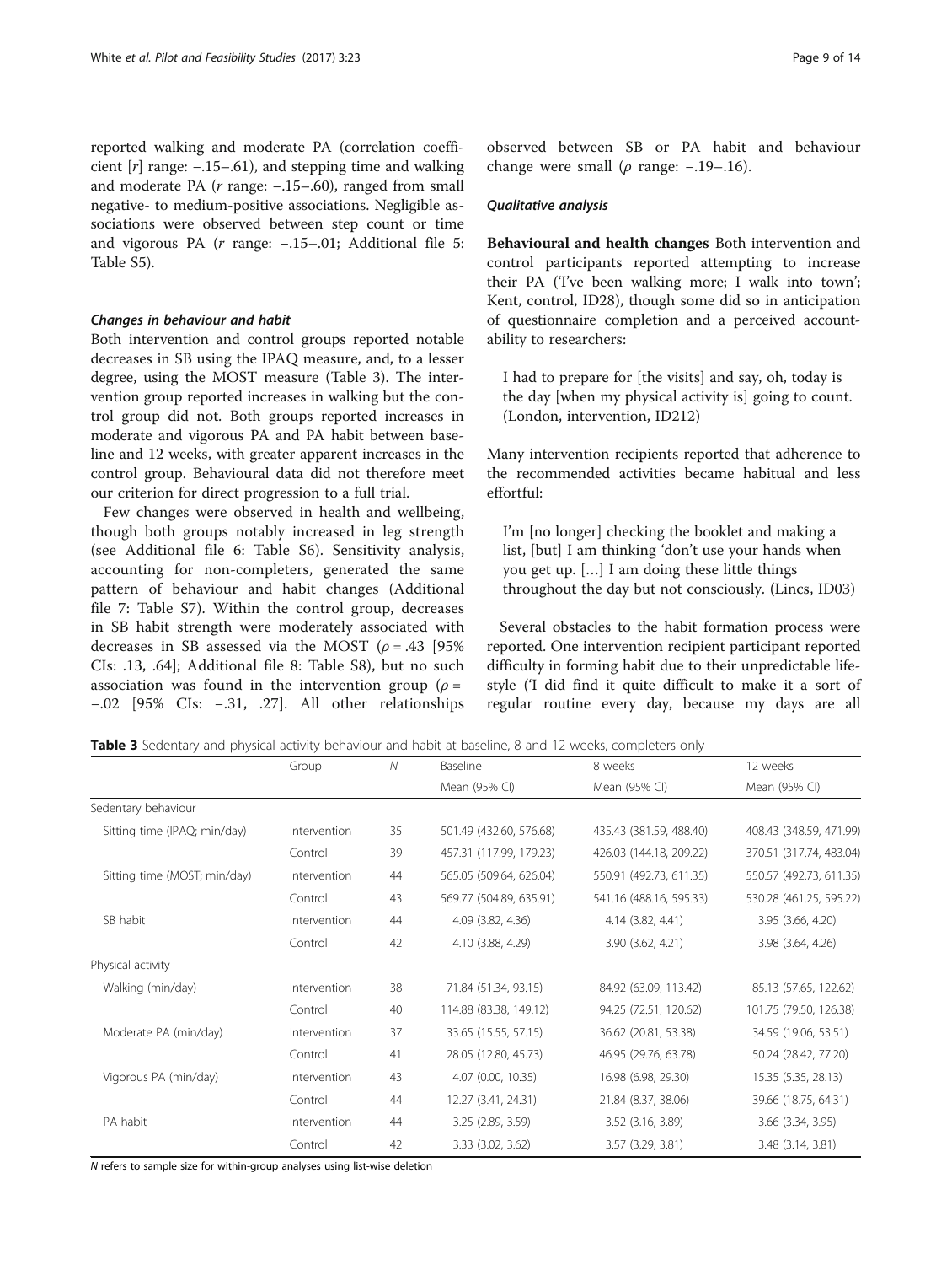reported walking and moderate PA (correlation coefficient [$r$] range: −.15–.61), and stepping time and walking and moderate PA ($r$ range: −.15–.60), ranged from small negative- to medium-positive associations. Negligible associations were observed between step count or time and vigorous PA ($r$ range: −.15–.01; Additional file 5: Table S5).

#### Changes in behaviour and habit

Both intervention and control groups reported notable decreases in SB using the IPAQ measure, and, to a lesser degree, using the MOST measure (Table 3). The intervention group reported increases in walking but the control group did not. Both groups reported increases in moderate and vigorous PA and PA habit between baseline and 12 weeks, with greater apparent increases in the control group. Behavioural data did not therefore meet our criterion for direct progression to a full trial.

Few changes were observed in health and wellbeing, though both groups notably increased in leg strength (see Additional file 6: Table S6). Sensitivity analysis, accounting for non-completers, generated the same pattern of behaviour and habit changes (Additional file 7: Table S7). Within the control group, decreases in SB habit strength were moderately associated with decreases in SB assessed via the MOST ($\rho = .43$ [95% CIs: .13, .64]; Additional file 8: Table S8), but no such association was found in the intervention group ($\rho = -.02$ [95% CIs: −.31, .27]. All other relationships observed between SB or PA habit and behaviour change were small ($\rho$ range: −.19–.16).

#### Qualitative analysis

**Behavioural and health changes** Both intervention and control participants reported attempting to increase their PA ('I've been walking more; I walk into town'; Kent, control, ID28), though some did so in anticipation of questionnaire completion and a perceived accountability to researchers:

> I had to prepare for [the visits] and say, oh, today is the day [when my physical activity is] going to count. (London, intervention, ID212)

Many intervention recipients reported that adherence to the recommended activities became habitual and less effortful:

> I'm [no longer] checking the booklet and making a list, [but] I am thinking 'don't use your hands when you get up. […] I am doing these little things throughout the day but not consciously. (Lincs, ID03)

Several obstacles to the habit formation process were reported. One intervention recipient participant reported difficulty in forming habit due to their unpredictable lifestyle ('I did find it quite difficult to make it a sort of regular routine every day, because my days are all

**Table 3** Sedentary and physical activity behaviour and habit at baseline, 8 and 12 weeks, completers only

| | Group | $N$ | Baseline | 8 weeks | 12 weeks |
|---|---|---|---|---|---|
| | | | Mean (95% CI) | Mean (95% CI) | Mean (95% CI) |
| Sedentary behaviour | | | | | |
| Sitting time (IPAQ; min/day) | Intervention | 35 | 501.49 (432.60, 576.68) | 435.43 (381.59, 488.40) | 408.43 (348.59, 471.99) |
| | Control | 39 | 457.31 (117.99, 179.23) | 426.03 (144.18, 209.22) | 370.51 (317.74, 483.04) |
| Sitting time (MOST; min/day) | Intervention | 44 | 565.05 (509.64, 626.04) | 550.91 (492.73, 611.35) | 550.57 (492.73, 611.35) |
| | Control | 43 | 569.77 (504.89, 635.91) | 541.16 (488.16, 595.33) | 530.28 (461.25, 595.22) |
| SB habit | Intervention | 44 | 4.09 (3.82, 4.36) | 4.14 (3.82, 4.41) | 3.95 (3.66, 4.20) |
| | Control | 42 | 4.10 (3.88, 4.29) | 3.90 (3.62, 4.21) | 3.98 (3.64, 4.26) |
| Physical activity | | | | | |
| Walking (min/day) | Intervention | 38 | 71.84 (51.34, 93.15) | 84.92 (63.09, 113.42) | 85.13 (57.65, 122.62) |
| | Control | 40 | 114.88 (83.38, 149.12) | 94.25 (72.51, 120.62) | 101.75 (79.50, 126.38) |
| Moderate PA (min/day) | Intervention | 37 | 33.65 (15.55, 57.15) | 36.62 (20.81, 53.38) | 34.59 (19.06, 53.51) |
| | Control | 41 | 28.05 (12.80, 45.73) | 46.95 (29.76, 63.78) | 50.24 (28.42, 77.20) |
| Vigorous PA (min/day) | Intervention | 43 | 4.07 (0.00, 10.35) | 16.98 (6.98, 29.30) | 15.35 (5.35, 28.13) |
| | Control | 44 | 12.27 (3.41, 24.31) | 21.84 (8.37, 38.06) | 39.66 (18.75, 64.31) |
| PA habit | Intervention | 44 | 3.25 (2.89, 3.59) | 3.52 (3.16, 3.89) | 3.66 (3.34, 3.95) |
| | Control | 42 | 3.33 (3.02, 3.62) | 3.57 (3.29, 3.81) | 3.48 (3.14, 3.81) |

*N refers to sample size for within-group analyses using list-wise deletion*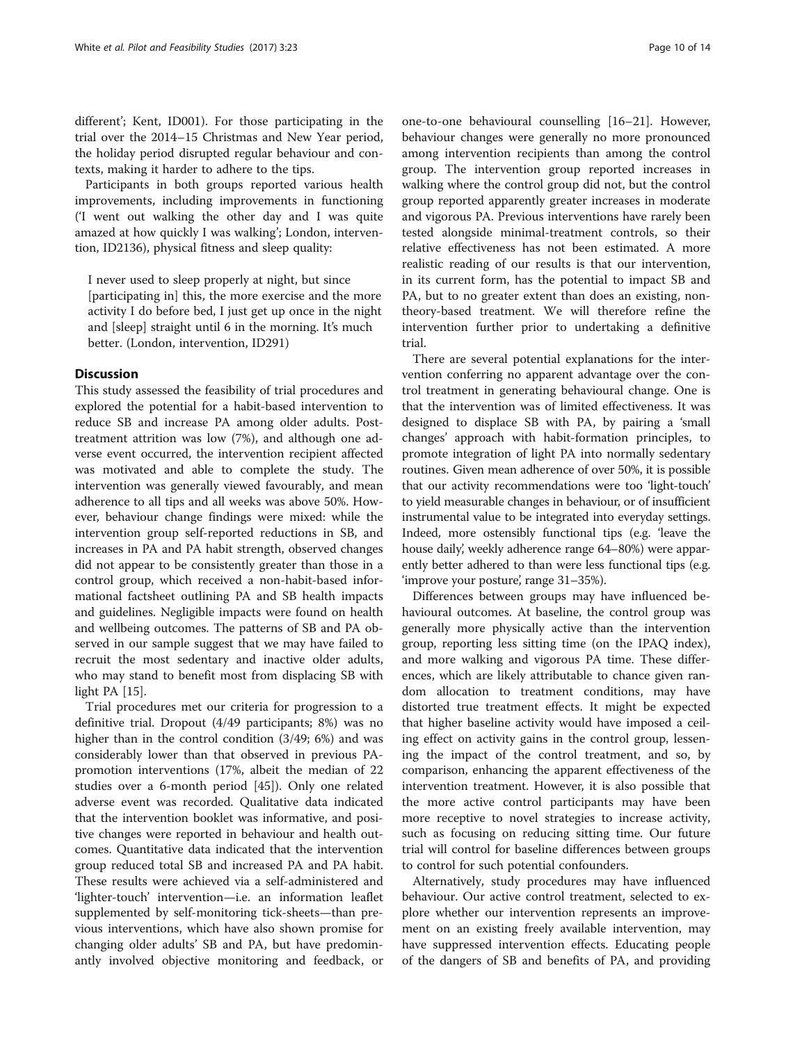different'; Kent, ID001). For those participating in the trial over the 2014–15 Christmas and New Year period, the holiday period disrupted regular behaviour and contexts, making it harder to adhere to the tips.

Participants in both groups reported various health improvements, including improvements in functioning ('I went out walking the other day and I was quite amazed at how quickly I was walking'; London, intervention, ID2136), physical fitness and sleep quality:

> I never used to sleep properly at night, but since [participating in] this, the more exercise and the more activity I do before bed, I just get up once in the night and [sleep] straight until 6 in the morning. It's much better. (London, intervention, ID291)

## Discussion

This study assessed the feasibility of trial procedures and explored the potential for a habit-based intervention to reduce SB and increase PA among older adults. Post-treatment attrition was low (7%), and although one adverse event occurred, the intervention recipient affected was motivated and able to complete the study. The intervention was generally viewed favourably, and mean adherence to all tips and all weeks was above 50%. However, behaviour change findings were mixed: while the intervention group self-reported reductions in SB, and increases in PA and PA habit strength, observed changes did not appear to be consistently greater than those in a control group, which received a non-habit-based informational factsheet outlining PA and SB health impacts and guidelines. Negligible impacts were found on health and wellbeing outcomes. The patterns of SB and PA observed in our sample suggest that we may have failed to recruit the most sedentary and inactive older adults, who may stand to benefit most from displacing SB with light PA [15].

Trial procedures met our criteria for progression to a definitive trial. Dropout (4/49 participants; 8%) was no higher than in the control condition (3/49; 6%) and was considerably lower than that observed in previous PA-promotion interventions (17%, albeit the median of 22 studies over a 6-month period [45]). Only one related adverse event was recorded. Qualitative data indicated that the intervention booklet was informative, and positive changes were reported in behaviour and health outcomes. Quantitative data indicated that the intervention group reduced total SB and increased PA and PA habit. These results were achieved via a self-administered and 'lighter-touch' intervention—i.e. an information leaflet supplemented by self-monitoring tick-sheets—than previous interventions, which have also shown promise for changing older adults' SB and PA, but have predominantly involved objective monitoring and feedback, or one-to-one behavioural counselling [16–21]. However, behaviour changes were generally no more pronounced among intervention recipients than among the control group. The intervention group reported increases in walking where the control group did not, but the control group reported apparently greater increases in moderate and vigorous PA. Previous interventions have rarely been tested alongside minimal-treatment controls, so their relative effectiveness has not been estimated. A more realistic reading of our results is that our intervention, in its current form, has the potential to impact SB and PA, but to no greater extent than does an existing, non-theory-based treatment. We will therefore refine the intervention further prior to undertaking a definitive trial.

There are several potential explanations for the intervention conferring no apparent advantage over the control treatment in generating behavioural change. One is that the intervention was of limited effectiveness. It was designed to displace SB with PA, by pairing a 'small changes' approach with habit-formation principles, to promote integration of light PA into normally sedentary routines. Given mean adherence of over 50%, it is possible that our activity recommendations were too 'light-touch' to yield measurable changes in behaviour, or of insufficient instrumental value to be integrated into everyday settings. Indeed, more ostensibly functional tips (e.g. 'leave the house daily', weekly adherence range 64–80%) were apparently better adhered to than were less functional tips (e.g. 'improve your posture', range 31–35%).

Differences between groups may have influenced behavioural outcomes. At baseline, the control group was generally more physically active than the intervention group, reporting less sitting time (on the IPAQ index), and more walking and vigorous PA time. These differences, which are likely attributable to chance given random allocation to treatment conditions, may have distorted true treatment effects. It might be expected that higher baseline activity would have imposed a ceiling effect on activity gains in the control group, lessening the impact of the control treatment, and so, by comparison, enhancing the apparent effectiveness of the intervention treatment. However, it is also possible that the more active control participants may have been more receptive to novel strategies to increase activity, such as focusing on reducing sitting time. Our future trial will control for baseline differences between groups to control for such potential confounders.

Alternatively, study procedures may have influenced behaviour. Our active control treatment, selected to explore whether our intervention represents an improvement on an existing freely available intervention, may have suppressed intervention effects. Educating people of the dangers of SB and benefits of PA, and providing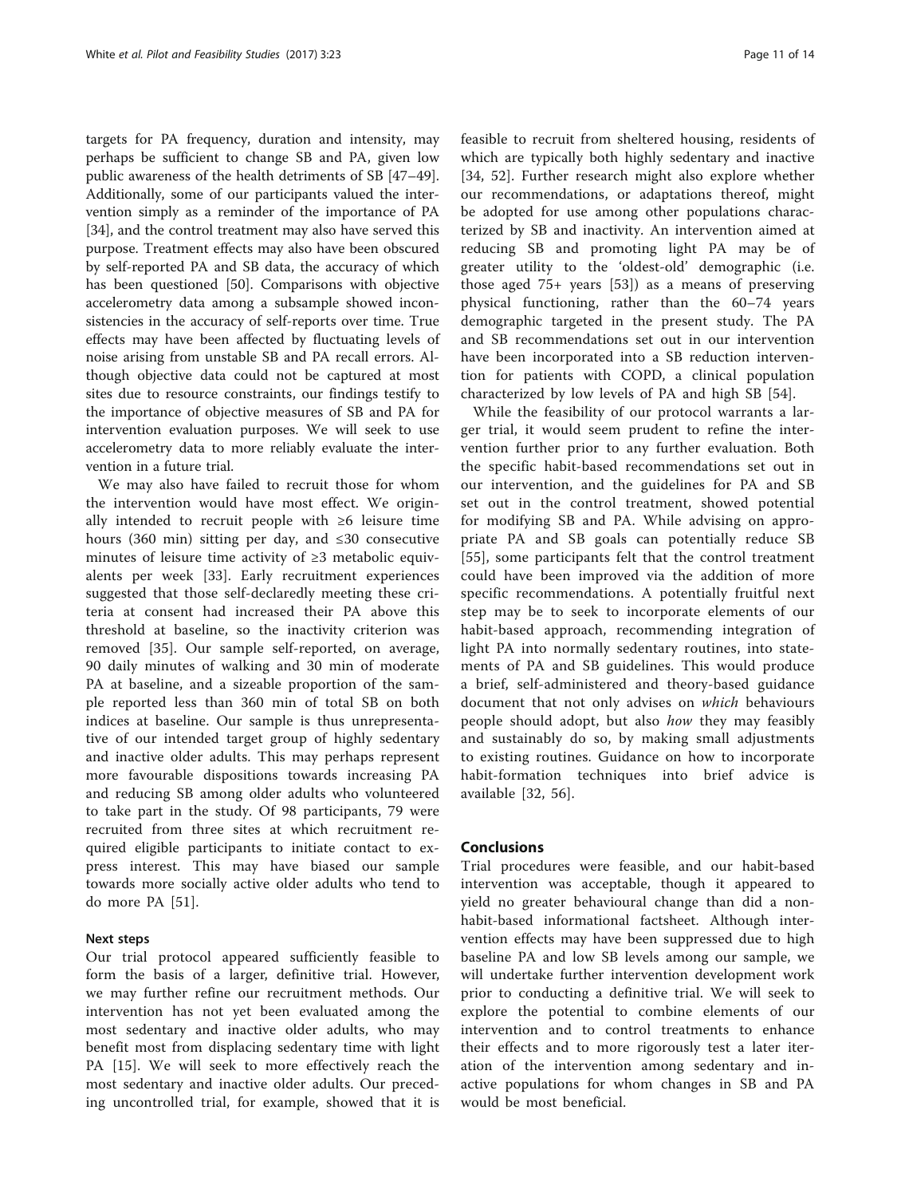targets for PA frequency, duration and intensity, may perhaps be sufficient to change SB and PA, given low public awareness of the health detriments of SB [47–49]. Additionally, some of our participants valued the intervention simply as a reminder of the importance of PA [34], and the control treatment may also have served this purpose. Treatment effects may also have been obscured by self-reported PA and SB data, the accuracy of which has been questioned [50]. Comparisons with objective accelerometry data among a subsample showed inconsistencies in the accuracy of self-reports over time. True effects may have been affected by fluctuating levels of noise arising from unstable SB and PA recall errors. Although objective data could not be captured at most sites due to resource constraints, our findings testify to the importance of objective measures of SB and PA for intervention evaluation purposes. We will seek to use accelerometry data to more reliably evaluate the intervention in a future trial.

We may also have failed to recruit those for whom the intervention would have most effect. We originally intended to recruit people with ≥6 leisure time hours (360 min) sitting per day, and ≤30 consecutive minutes of leisure time activity of ≥3 metabolic equivalents per week [33]. Early recruitment experiences suggested that those self-declaredly meeting these criteria at consent had increased their PA above this threshold at baseline, so the inactivity criterion was removed [35]. Our sample self-reported, on average, 90 daily minutes of walking and 30 min of moderate PA at baseline, and a sizeable proportion of the sample reported less than 360 min of total SB on both indices at baseline. Our sample is thus unrepresentative of our intended target group of highly sedentary and inactive older adults. This may perhaps represent more favourable dispositions towards increasing PA and reducing SB among older adults who volunteered to take part in the study. Of 98 participants, 79 were recruited from three sites at which recruitment required eligible participants to initiate contact to express interest. This may have biased our sample towards more socially active older adults who tend to do more PA [51].

### Next steps

Our trial protocol appeared sufficiently feasible to form the basis of a larger, definitive trial. However, we may further refine our recruitment methods. Our intervention has not yet been evaluated among the most sedentary and inactive older adults, who may benefit most from displacing sedentary time with light PA [15]. We will seek to more effectively reach the most sedentary and inactive older adults. Our preceding uncontrolled trial, for example, showed that it is feasible to recruit from sheltered housing, residents of which are typically both highly sedentary and inactive [34, 52]. Further research might also explore whether our recommendations, or adaptations thereof, might be adopted for use among other populations characterized by SB and inactivity. An intervention aimed at reducing SB and promoting light PA may be of greater utility to the 'oldest-old' demographic (i.e. those aged 75+ years [53]) as a means of preserving physical functioning, rather than the 60–74 years demographic targeted in the present study. The PA and SB recommendations set out in our intervention have been incorporated into a SB reduction intervention for patients with COPD, a clinical population characterized by low levels of PA and high SB [54].

While the feasibility of our protocol warrants a larger trial, it would seem prudent to refine the intervention further prior to any further evaluation. Both the specific habit-based recommendations set out in our intervention, and the guidelines for PA and SB set out in the control treatment, showed potential for modifying SB and PA. While advising on appropriate PA and SB goals can potentially reduce SB [55], some participants felt that the control treatment could have been improved via the addition of more specific recommendations. A potentially fruitful next step may be to seek to incorporate elements of our habit-based approach, recommending integration of light PA into normally sedentary routines, into statements of PA and SB guidelines. This would produce a brief, self-administered and theory-based guidance document that not only advises on *which* behaviours people should adopt, but also *how* they may feasibly and sustainably do so, by making small adjustments to existing routines. Guidance on how to incorporate habit-formation techniques into brief advice is available [32, 56].

## Conclusions

Trial procedures were feasible, and our habit-based intervention was acceptable, though it appeared to yield no greater behavioural change than did a non-habit-based informational factsheet. Although intervention effects may have been suppressed due to high baseline PA and low SB levels among our sample, we will undertake further intervention development work prior to conducting a definitive trial. We will seek to explore the potential to combine elements of our intervention and to control treatments to enhance their effects and to more rigorously test a later iteration of the intervention among sedentary and inactive populations for whom changes in SB and PA would be most beneficial.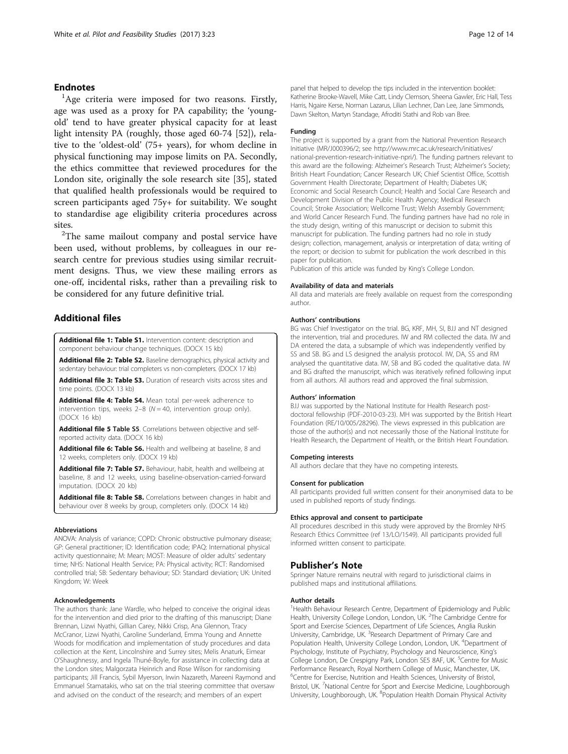## Endnotes

[1]Age criteria were imposed for two reasons. Firstly, age was used as a proxy for PA capability; the 'young-old' tend to have greater physical capacity for at least light intensity PA (roughly, those aged 60-74 [52]), relative to the 'oldest-old' (75+ years), for whom decline in physical functioning may impose limits on PA. Secondly, the ethics committee that reviewed procedures for the London site, originally the sole research site [35], stated that qualified health professionals would be required to screen participants aged 75y+ for suitability. We sought to standardise age eligibility criteria procedures across sites.

[2]The same mailout company and postal service have been used, without problems, by colleagues in our research centre for previous studies using similar recruitment designs. Thus, we view these mailing errors as one-off, incidental risks, rather than a prevailing risk to be considered for any future definitive trial.

## Additional files

**Additional file 1: Table S1.** Intervention content: description and component behaviour change techniques. (DOCX 15 kb)

**Additional file 2: Table S2.** Baseline demographics, physical activity and sedentary behaviour: trial completers vs non-completers. (DOCX 17 kb)

**Additional file 3: Table S3.** Duration of research visits across sites and time points. (DOCX 13 kb)

**Additional file 4: Table S4.** Mean total per-week adherence to intervention tips, weeks 2–8 ($N = 40$, intervention group only). (DOCX 16 kb)

**Additional file 5 Table S5**. Correlations between objective and self-reported activity data. (DOCX 16 kb)

**Additional file 6: Table S6.** Health and wellbeing at baseline, 8 and 12 weeks, completers only. (DOCX 19 kb)

**Additional file 7: Table S7.** Behaviour, habit, health and wellbeing at baseline, 8 and 12 weeks, using baseline-observation-carried-forward imputation. (DOCX 20 kb)

**Additional file 8: Table S8.** Correlations between changes in habit and behaviour over 8 weeks by group, completers only. (DOCX 14 kb)

#### Abbreviations

ANOVA: Analysis of variance; COPD: Chronic obstructive pulmonary disease; GP: General practitioner; ID: Identification code; IPAQ: International physical activity questionnaire; M: Mean; MOST: Measure of older adults' sedentary time; NHS: National Health Service; PA: Physical activity; RCT: Randomised controlled trial; SB: Sedentary behaviour; SD: Standard deviation; UK: United Kingdom; W: Week

#### Acknowledgements

The authors thank: Jane Wardle, who helped to conceive the original ideas for the intervention and died prior to the drafting of this manuscript; Diane Brennan, Lizwi Nyathi, Gillian Carey, Nikki Crisp, Ana Glennon, Tracy McCranor, Lizwi Nyathi, Caroline Sunderland, Emma Young and Annette Woods for modification and implementation of study procedures and data collection at the Kent, Lincolnshire and Surrey sites; Melis Anaturk, Eimear O'Shaughnessy, and Ingela Thuné-Boyle, for assistance in collecting data at the London sites; Malgorzata Heinrich and Rose Wilson for randomising participants; Jill Francis, Sybil Myerson, Irwin Nazareth, Mareeni Raymond and Emmanuel Stamatakis, who sat on the trial steering committee that oversaw and advised on the conduct of the research; and members of an expert panel that helped to develop the tips included in the intervention booklet: Katherine Brooke-Wavell, Mike Catt, Lindy Clemson, Sheena Gawler, Eric Hall, Tess Harris, Ngaire Kerse, Norman Lazarus, Lilian Lechner, Dan Lee, Jane Simmonds, Dawn Skelton, Martyn Standage, Afroditi Stathi and Rob van Bree.

#### Funding

The project is supported by a grant from the National Prevention Research Initiative (MR/J000396/2; see http://www.mrc.ac.uk/research/initiatives/national-prevention-research-initiative-npri/). The funding partners relevant to this award are the following: Alzheimer's Research Trust; Alzheimer's Society; British Heart Foundation; Cancer Research UK; Chief Scientist Office, Scottish Government Health Directorate; Department of Health; Diabetes UK; Economic and Social Research Council; Health and Social Care Research and Development Division of the Public Health Agency; Medical Research Council; Stroke Association; Wellcome Trust; Welsh Assembly Government; and World Cancer Research Fund. The funding partners have had no role in the study design, writing of this manuscript or decision to submit this manuscript for publication. The funding partners had no role in study design; collection, management, analysis or interpretation of data; writing of the report; or decision to submit for publication the work described in this paper for publication.

Publication of this article was funded by King's College London.

#### Availability of data and materials

All data and materials are freely available on request from the corresponding author.

#### Authors' contributions

BG was Chief Investigator on the trial. BG, KRF, MH, SI, BJJ and NT designed the intervention, trial and procedures. IW and RM collected the data. IW and DA entered the data, a subsample of which was independently verified by SS and SB. BG and LS designed the analysis protocol. IW, DA, SS and RM analysed the quantitative data. IW, SB and BG coded the qualitative data. IW and BG drafted the manuscript, which was iteratively refined following input from all authors. All authors read and approved the final submission.

#### Authors' information

BJJ was supported by the National Institute for Health Research post-doctoral fellowship (PDF-2010-03-23). MH was supported by the British Heart Foundation (RE/10/005/28296). The views expressed in this publication are those of the author(s) and not necessarily those of the National Institute for Health Research, the Department of Health, or the British Heart Foundation.

#### Competing interests

All authors declare that they have no competing interests.

#### Consent for publication

All participants provided full written consent for their anonymised data to be used in published reports of study findings.

#### Ethics approval and consent to participate

All procedures described in this study were approved by the Bromley NHS Research Ethics Committee (ref 13/LO/1549). All participants provided full informed written consent to participate.

## Publisher's Note

Springer Nature remains neutral with regard to jurisdictional claims in published maps and institutional affiliations.

#### Author details

[1]Health Behaviour Research Centre, Department of Epidemiology and Public Health, University College London, London, UK. [2]The Cambridge Centre for Sport and Exercise Sciences, Department of Life Sciences, Anglia Ruskin University, Cambridge, UK. [3]Research Department of Primary Care and Population Health, University College London, London, UK. [4]Department of Psychology, Institute of Psychiatry, Psychology and Neuroscience, King's College London, De Crespigny Park, London SE5 8AF, UK. [5]Centre for Music Performance Research, Royal Northern College of Music, Manchester, UK. [6]Centre for Exercise, Nutrition and Health Sciences, University of Bristol, Bristol, UK. [7]National Centre for Sport and Exercise Medicine, Loughborough University, Loughborough, UK. [8]Population Health Domain Physical Activity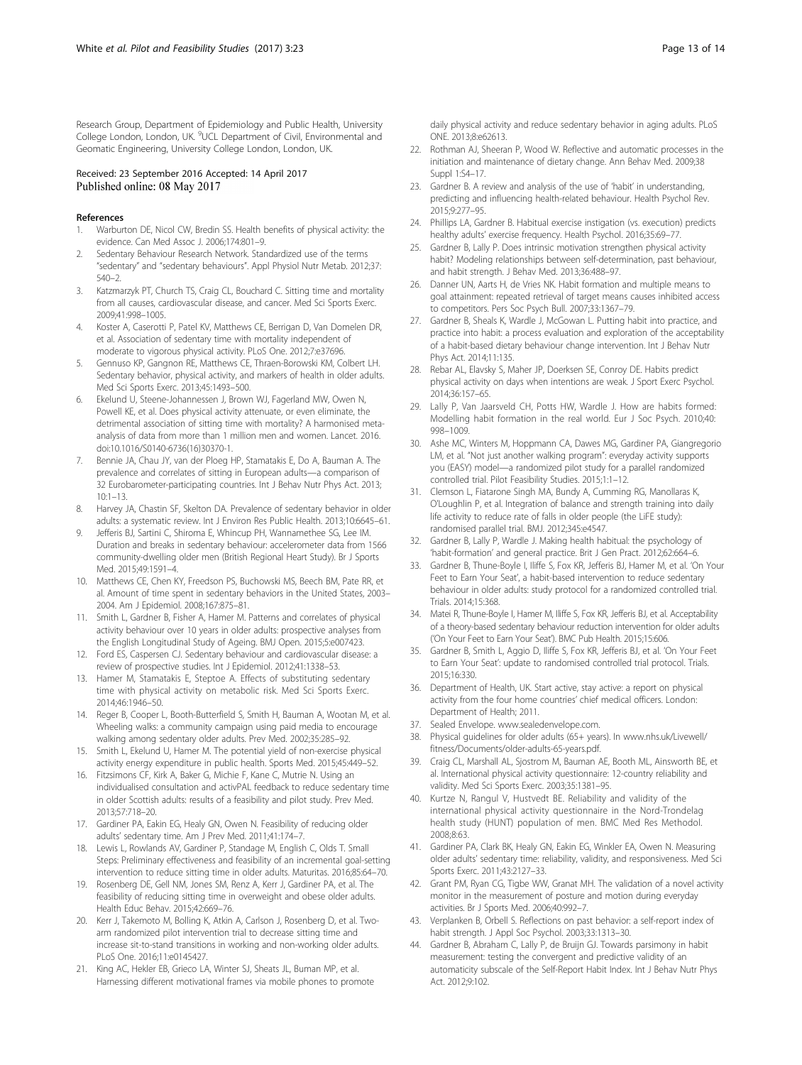Research Group, Department of Epidemiology and Public Health, University College London, London, UK. [9]UCL Department of Civil, Environmental and Geomatic Engineering, University College London, London, UK.

Received: 23 September 2016 Accepted: 14 April 2017
Published online: 08 May 2017

## References

1. Warburton DE, Nicol CW, Bredin SS. Health benefits of physical activity: the evidence. Can Med Assoc J. 2006;174:801–9.
2. Sedentary Behaviour Research Network. Standardized use of the terms "sedentary" and "sedentary behaviours". Appl Physiol Nutr Metab. 2012;37:540–2.
3. Katzmarzyk PT, Church TS, Craig CL, Bouchard C. Sitting time and mortality from all causes, cardiovascular disease, and cancer. Med Sci Sports Exerc. 2009;41:998–1005.
4. Koster A, Caserotti P, Patel KV, Matthews CE, Berrigan D, Van Domelen DR, et al. Association of sedentary time with mortality independent of moderate to vigorous physical activity. PLoS One. 2012;7:e37696.
5. Gennuso KP, Gangnon RE, Matthews CE, Thraen-Borowski KM, Colbert LH. Sedentary behavior, physical activity, and markers of health in older adults. Med Sci Sports Exerc. 2013;45:1493–500.
6. Ekelund U, Steene-Johannessen J, Brown WJ, Fagerland MW, Owen N, Powell KE, et al. Does physical activity attenuate, or even eliminate, the detrimental association of sitting time with mortality? A harmonised meta-analysis of data from more than 1 million men and women. Lancet. 2016. doi:10.1016/S0140-6736(16)30370-1.
7. Bennie JA, Chau JY, van der Ploeg HP, Stamatakis E, Do A, Bauman A. The prevalence and correlates of sitting in European adults—a comparison of 32 Eurobarometer-participating countries. Int J Behav Nutr Phys Act. 2013; 10:1–13.
8. Harvey JA, Chastin SF, Skelton DA. Prevalence of sedentary behavior in older adults: a systematic review. Int J Environ Res Public Health. 2013;10:6645–61.
9. Jefferis BJ, Sartini C, Shiroma E, Whincup PH, Wannamethee SG, Lee IM. Duration and breaks in sedentary behaviour: accelerometer data from 1566 community-dwelling older men (British Regional Heart Study). Br J Sports Med. 2015;49:1591–4.
10. Matthews CE, Chen KY, Freedson PS, Buchowski MS, Beech BM, Pate RR, et al. Amount of time spent in sedentary behaviors in the United States, 2003–2004. Am J Epidemiol. 2008;167:875–81.
11. Smith L, Gardner B, Fisher A, Hamer M. Patterns and correlates of physical activity behaviour over 10 years in older adults: prospective analyses from the English Longitudinal Study of Ageing. BMJ Open. 2015;5:e007423.
12. Ford ES, Caspersen CJ. Sedentary behaviour and cardiovascular disease: a review of prospective studies. Int J Epidemiol. 2012;41:1338–53.
13. Hamer M, Stamatakis E, Steptoe A. Effects of substituting sedentary time with physical activity on metabolic risk. Med Sci Sports Exerc. 2014;46:1946–50.
14. Reger B, Cooper L, Booth-Butterfield S, Smith H, Bauman A, Wootan M, et al. Wheeling walks: a community campaign using paid media to encourage walking among sedentary older adults. Prev Med. 2002;35:285–92.
15. Smith L, Ekelund U, Hamer M. The potential yield of non-exercise physical activity energy expenditure in public health. Sports Med. 2015;45:449–52.
16. Fitzsimons CF, Kirk A, Baker G, Michie F, Kane C, Mutrie N. Using an individualised consultation and activPAL feedback to reduce sedentary time in older Scottish adults: results of a feasibility and pilot study. Prev Med. 2013;57:718–20.
17. Gardiner PA, Eakin EG, Healy GN, Owen N. Feasibility of reducing older adults' sedentary time. Am J Prev Med. 2011;41:174–7.
18. Lewis L, Rowlands AV, Gardiner P, Standage M, English C, Olds T. Small Steps: Preliminary effectiveness and feasibility of an incremental goal-setting intervention to reduce sitting time in older adults. Maturitas. 2016;85:64–70.
19. Rosenberg DE, Gell NM, Jones SM, Renz A, Kerr J, Gardiner PA, et al. The feasibility of reducing sitting time in overweight and obese older adults. Health Educ Behav. 2015;42:669–76.
20. Kerr J, Takemoto M, Bolling K, Atkin A, Carlson J, Rosenberg D, et al. Two-arm randomized pilot intervention trial to decrease sitting time and increase sit-to-stand transitions in working and non-working older adults. PLoS One. 2016;11:e0145427.
21. King AC, Hekler EB, Grieco LA, Winter SJ, Sheats JL, Buman MP, et al. Harnessing different motivational frames via mobile phones to promote daily physical activity and reduce sedentary behavior in aging adults. PLoS ONE. 2013;8:e62613.
22. Rothman AJ, Sheeran P, Wood W. Reflective and automatic processes in the initiation and maintenance of dietary change. Ann Behav Med. 2009;38 Suppl 1:S4–17.
23. Gardner B. A review and analysis of the use of 'habit' in understanding, predicting and influencing health-related behaviour. Health Psychol Rev. 2015;9:277–95.
24. Phillips LA, Gardner B. Habitual exercise instigation (vs. execution) predicts healthy adults' exercise frequency. Health Psychol. 2016;35:69–77.
25. Gardner B, Lally P. Does intrinsic motivation strengthen physical activity habit? Modeling relationships between self-determination, past behaviour, and habit strength. J Behav Med. 2013;36:488–97.
26. Danner UN, Aarts H, de Vries NK. Habit formation and multiple means to goal attainment: repeated retrieval of target means causes inhibited access to competitors. Pers Soc Psych Bull. 2007;33:1367–79.
27. Gardner B, Sheals K, Wardle J, McGowan L. Putting habit into practice, and practice into habit: a process evaluation and exploration of the acceptability of a habit-based dietary behaviour change intervention. Int J Behav Nutr Phys Act. 2014;11:135.
28. Rebar AL, Elavsky S, Maher JP, Doerksen SE, Conroy DE. Habits predict physical activity on days when intentions are weak. J Sport Exerc Psychol. 2014;36:157–65.
29. Lally P, Van Jaarsveld CH, Potts HW, Wardle J. How are habits formed: Modelling habit formation in the real world. Eur J Soc Psych. 2010;40: 998–1009.
30. Ashe MC, Winters M, Hoppmann CA, Dawes MG, Gardiner PA, Giangregorio LM, et al. "Not just another walking program": everyday activity supports you (EASY) model—a randomized pilot study for a parallel randomized controlled trial. Pilot Feasibility Studies. 2015;1:1–12.
31. Clemson L, Fiatarone Singh MA, Bundy A, Cumming RG, Manollaras K, O'Loughlin P, et al. Integration of balance and strength training into daily life activity to reduce rate of falls in older people (the LiFE study): randomised parallel trial. BMJ. 2012;345:e4547.
32. Gardner B, Lally P, Wardle J. Making health habitual: the psychology of 'habit-formation' and general practice. Brit J Gen Pract. 2012;62:664–6.
33. Gardner B, Thune-Boyle I, Iliffe S, Fox KR, Jefferis BJ, Hamer M, et al. 'On Your Feet to Earn Your Seat', a habit-based intervention to reduce sedentary behaviour in older adults: study protocol for a randomized controlled trial. Trials. 2014;15:368.
34. Matei R, Thune-Boyle I, Hamer M, Iliffe S, Fox KR, Jefferis BJ, et al. Acceptability of a theory-based sedentary behaviour reduction intervention for older adults ('On Your Feet to Earn Your Seat'). BMC Pub Health. 2015;15:606.
35. Gardner B, Smith L, Aggio D, Iliffe S, Fox KR, Jefferis BJ, et al. 'On Your Feet to Earn Your Seat': update to randomised controlled trial protocol. Trials. 2015;16:330.
36. Department of Health, UK. Start active, stay active: a report on physical activity from the four home countries' chief medical officers. London: Department of Health; 2011.
37. Sealed Envelope. www.sealedenvelope.com.
38. Physical guidelines for older adults (65+ years). In www.nhs.uk/Livewell/fitness/Documents/older-adults-65-years.pdf.
39. Craig CL, Marshall AL, Sjostrom M, Bauman AE, Booth ML, Ainsworth BE, et al. International physical activity questionnaire: 12-country reliability and validity. Med Sci Sports Exerc. 2003;35:1381–95.
40. Kurtze N, Rangul V, Hustvedt BE. Reliability and validity of the international physical activity questionnaire in the Nord-Trondelag health study (HUNT) population of men. BMC Med Res Methodol. 2008;8:63.
41. Gardiner PA, Clark BK, Healy GN, Eakin EG, Winkler EA, Owen N. Measuring older adults' sedentary time: reliability, validity, and responsiveness. Med Sci Sports Exerc. 2011;43:2127–33.
42. Grant PM, Ryan CG, Tigbe WW, Granat MH. The validation of a novel activity monitor in the measurement of posture and motion during everyday activities. Br J Sports Med. 2006;40:992–7.
43. Verplanken B, Orbell S. Reflections on past behavior: a self-report index of habit strength. J Appl Soc Psychol. 2003;33:1313–30.
44. Gardner B, Abraham C, Lally P, de Bruijn GJ. Towards parsimony in habit measurement: testing the convergent and predictive validity of an automaticity subscale of the Self-Report Habit Index. Int J Behav Nutr Phys Act. 2012;9:102.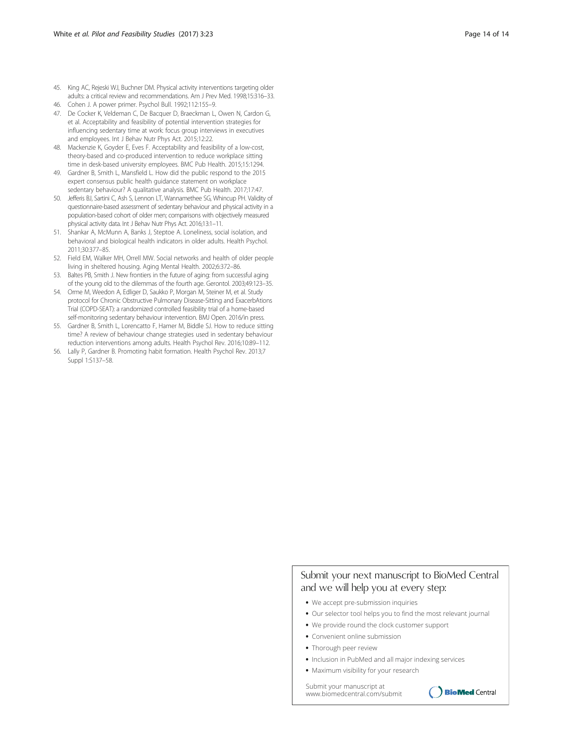45. King AC, Rejeski WJ, Buchner DM. Physical activity interventions targeting older adults: a critical review and recommendations. Am J Prev Med. 1998;15:316–33.
46. Cohen J. A power primer. Psychol Bull. 1992;112:155–9.
47. De Cocker K, Veldeman C, De Bacquer D, Braeckman L, Owen N, Cardon G, et al. Acceptability and feasibility of potential intervention strategies for influencing sedentary time at work: focus group interviews in executives and employees. Int J Behav Nutr Phys Act. 2015;12:22.
48. Mackenzie K, Goyder E, Eves F. Acceptability and feasibility of a low-cost, theory-based and co-produced intervention to reduce workplace sitting time in desk-based university employees. BMC Pub Health. 2015;15:1294.
49. Gardner B, Smith L, Mansfield L. How did the public respond to the 2015 expert consensus public health guidance statement on workplace sedentary behaviour? A qualitative analysis. BMC Pub Health. 2017;17:47.
50. Jefferis BJ, Sartini C, Ash S, Lennon LT, Wannamethee SG, Whincup PH. Validity of questionnaire-based assessment of sedentary behaviour and physical activity in a population-based cohort of older men; comparisons with objectively measured physical activity data. Int J Behav Nutr Phys Act. 2016;13:1–11.
51. Shankar A, McMunn A, Banks J, Steptoe A. Loneliness, social isolation, and behavioral and biological health indicators in older adults. Health Psychol. 2011;30:377–85.
52. Field EM, Walker MH, Orrell MW. Social networks and health of older people living in sheltered housing. Aging Mental Health. 2002;6:372–86.
53. Baltes PB, Smith J. New frontiers in the future of aging: from successful aging of the young old to the dilemmas of the fourth age. Gerontol. 2003;49:123–35.
54. Orme M, Weedon A, Edliger D, Saukko P, Morgan M, Steiner M, et al. Study protocol for Chronic Obstructive Pulmonary Disease-Sitting and ExacerbAtions Trial (COPD-SEAT): a randomized controlled feasibility trial of a home-based self-monitoring sedentary behaviour intervention. BMJ Open. 2016/in press.
55. Gardner B, Smith L, Lorencatto F, Hamer M, Biddle SJ. How to reduce sitting time? A review of behaviour change strategies used in sedentary behaviour reduction interventions among adults. Health Psychol Rev. 2016;10:89–112.
56. Lally P, Gardner B. Promoting habit formation. Health Psychol Rev. 2013;7 Suppl 1:S137–58.

Submit your next manuscript to BioMed Central and we will help you at every step:

- We accept pre-submission inquiries
- Our selector tool helps you to find the most relevant journal
- We provide round the clock customer support
- Convenient online submission
- Thorough peer review
- Inclusion in PubMed and all major indexing services
- Maximum visibility for your research

Submit your manuscript at
www.biomedcentral.com/submit

BioMed Central